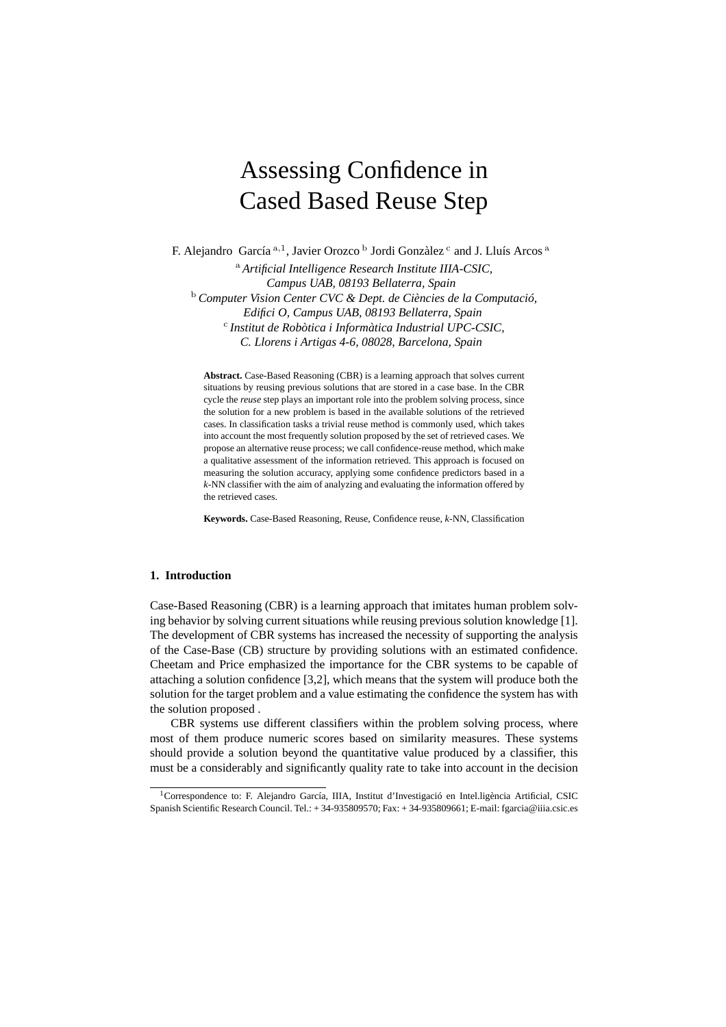# Assessing Confidence in Cased Based Reuse Step

F. Alejandro García [a,1], Javier Orozco [b] Jordi Gonzàlez [c] and J. Lluís Arcos [a]

[a] *Artificial Intelligence Research Institute IIIA-CSIC, Campus UAB, 08193 Bellaterra, Spain*
[b] *Computer Vision Center CVC & Dept. de Ciències de la Computació, Edifici O, Campus UAB, 08193 Bellaterra, Spain*
[c] *Institut de Robòtica i Informàtica Industrial UPC-CSIC, C. Llorens i Artigas 4-6, 08028, Barcelona, Spain*

**Abstract.** Case-Based Reasoning (CBR) is a learning approach that solves current situations by reusing previous solutions that are stored in a case base. In the CBR cycle the *reuse* step plays an important role into the problem solving process, since the solution for a new problem is based in the available solutions of the retrieved cases. In classification tasks a trivial reuse method is commonly used, which takes into account the most frequently solution proposed by the set of retrieved cases. We propose an alternative reuse process; we call confidence-reuse method, which make a qualitative assessment of the information retrieved. This approach is focused on measuring the solution accuracy, applying some confidence predictors based in a $k$-NN classifier with the aim of analyzing and evaluating the information offered by the retrieved cases.

**Keywords.** Case-Based Reasoning, Reuse, Confidence reuse, $k$-NN, Classification

## 1. Introduction

Case-Based Reasoning (CBR) is a learning approach that imitates human problem solving behavior by solving current situations while reusing previous solution knowledge [1]. The development of CBR systems has increased the necessity of supporting the analysis of the Case-Base (CB) structure by providing solutions with an estimated confidence. Cheetam and Price emphasized the importance for the CBR systems to be capable of attaching a solution confidence [3,2], which means that the system will produce both the solution for the target problem and a value estimating the confidence the system has with the solution proposed .

CBR systems use different classifiers within the problem solving process, where most of them produce numeric scores based on similarity measures. These systems should provide a solution beyond the quantitative value produced by a classifier, this must be a considerably and significantly quality rate to take into account in the decision

[1] Correspondence to: F. Alejandro García, IIIA, Institut d'Investigació en Intel.ligència Artificial, CSIC Spanish Scientific Research Council. Tel.: + 34-935809570; Fax: + 34-935809661; E-mail: fgarcia@iiia.csic.es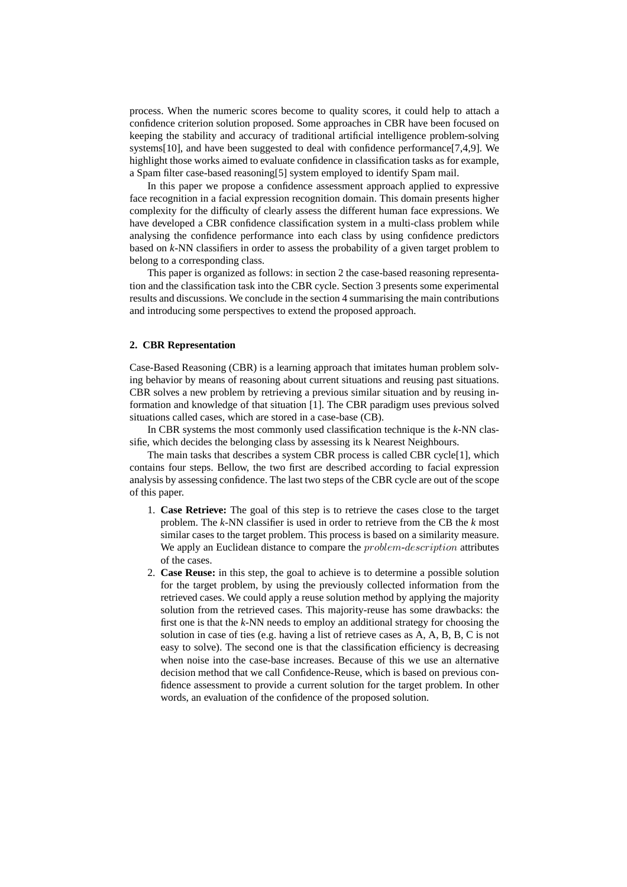process. When the numeric scores become to quality scores, it could help to attach a confidence criterion solution proposed. Some approaches in CBR have been focused on keeping the stability and accuracy of traditional artificial intelligence problem-solving systems[10], and have been suggested to deal with confidence performance[7,4,9]. We highlight those works aimed to evaluate confidence in classification tasks as for example, a Spam filter case-based reasoning[5] system employed to identify Spam mail.

In this paper we propose a confidence assessment approach applied to expressive face recognition in a facial expression recognition domain. This domain presents higher complexity for the difficulty of clearly assess the different human face expressions. We have developed a CBR confidence classification system in a multi-class problem while analysing the confidence performance into each class by using confidence predictors based on *k*-NN classifiers in order to assess the probability of a given target problem to belong to a corresponding class.

This paper is organized as follows: in section 2 the case-based reasoning representation and the classification task into the CBR cycle. Section 3 presents some experimental results and discussions. We conclude in the section 4 summarising the main contributions and introducing some perspectives to extend the proposed approach.

## 2. CBR Representation

Case-Based Reasoning (CBR) is a learning approach that imitates human problem solving behavior by means of reasoning about current situations and reusing past situations. CBR solves a new problem by retrieving a previous similar situation and by reusing information and knowledge of that situation [1]. The CBR paradigm uses previous solved situations called cases, which are stored in a case-base (CB).

In CBR systems the most commonly used classification technique is the *k*-NN classifie, which decides the belonging class by assessing its k Nearest Neighbours.

The main tasks that describes a system CBR process is called CBR cycle[1], which contains four steps. Bellow, the two first are described according to facial expression analysis by assessing confidence. The last two steps of the CBR cycle are out of the scope of this paper.

1. **Case Retrieve:** The goal of this step is to retrieve the cases close to the target problem. The *k*-NN classifier is used in order to retrieve from the CB the *k* most similar cases to the target problem. This process is based on a similarity measure. We apply an Euclidean distance to compare the $problem\text{-}description$ attributes of the cases.
2. **Case Reuse:** in this step, the goal to achieve is to determine a possible solution for the target problem, by using the previously collected information from the retrieved cases. We could apply a reuse solution method by applying the majority solution from the retrieved cases. This majority-reuse has some drawbacks: the first one is that the *k*-NN needs to employ an additional strategy for choosing the solution in case of ties (e.g. having a list of retrieve cases as A, A, B, B, C is not easy to solve). The second one is that the classification efficiency is decreasing when noise into the case-base increases. Because of this we use an alternative decision method that we call Confidence-Reuse, which is based on previous confidence assessment to provide a current solution for the target problem. In other words, an evaluation of the confidence of the proposed solution.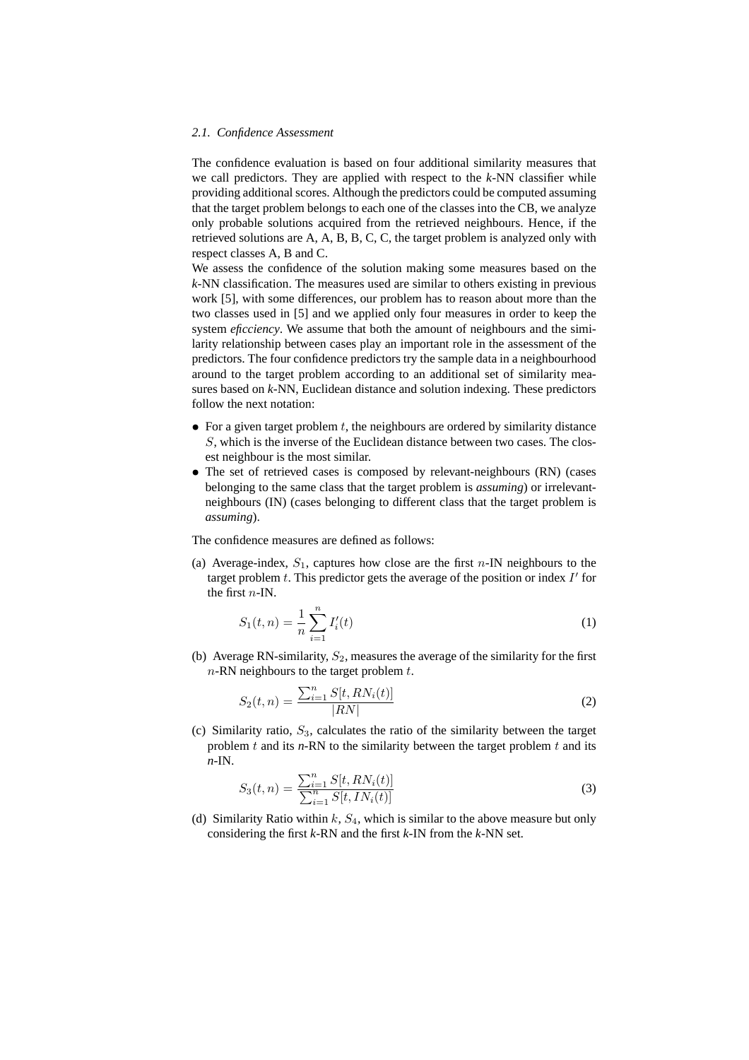### 2.1. Confidence Assessment

The confidence evaluation is based on four additional similarity measures that we call predictors. They are applied with respect to the *k*-NN classifier while providing additional scores. Although the predictors could be computed assuming that the target problem belongs to each one of the classes into the CB, we analyze only probable solutions acquired from the retrieved neighbours. Hence, if the retrieved solutions are A, A, B, B, C, C, the target problem is analyzed only with respect classes A, B and C.

We assess the confidence of the solution making some measures based on the *k*-NN classification. The measures used are similar to others existing in previous work [5], with some differences, our problem has to reason about more than the two classes used in [5] and we applied only four measures in order to keep the system *eficciency*. We assume that both the amount of neighbours and the similarity relationship between cases play an important role in the assessment of the predictors. The four confidence predictors try the sample data in a neighbourhood around to the target problem according to an additional set of similarity measures based on *k*-NN, Euclidean distance and solution indexing. These predictors follow the next notation:

- For a given target problem $t$, the neighbours are ordered by similarity distance $S$, which is the inverse of the Euclidean distance between two cases. The closest neighbour is the most similar.
- The set of retrieved cases is composed by relevant-neighbours (RN) (cases belonging to the same class that the target problem is *assuming*) or irrelevant-neighbours (IN) (cases belonging to different class that the target problem is *assuming*).

The confidence measures are defined as follows:

(a) Average-index, $S_1$, captures how close are the first $n$-IN neighbours to the target problem $t$. This predictor gets the average of the position or index $I'$ for the first $n$-IN.

$$S_1(t, n) = \frac{1}{n} \sum_{i=1}^{n} I'_i(t) \tag{1}$$

(b) Average RN-similarity, $S_2$, measures the average of the similarity for the first $n$-RN neighbours to the target problem $t$.

$$S_2(t, n) = \frac{\sum_{i=1}^{n} S[t, RN_i(t)]}{|RN|} \tag{2}$$

(c) Similarity ratio, $S_3$, calculates the ratio of the similarity between the target problem $t$ and its *n*-RN to the similarity between the target problem $t$ and its *n*-IN.

$$S_3(t, n) = \frac{\sum_{i=1}^{n} S[t, RN_i(t)]}{\sum_{i=1}^{n} S[t, IN_i(t)]} \tag{3}$$

(d) Similarity Ratio within $k$, $S_4$, which is similar to the above measure but only considering the first *k*-RN and the first *k*-IN from the *k*-NN set.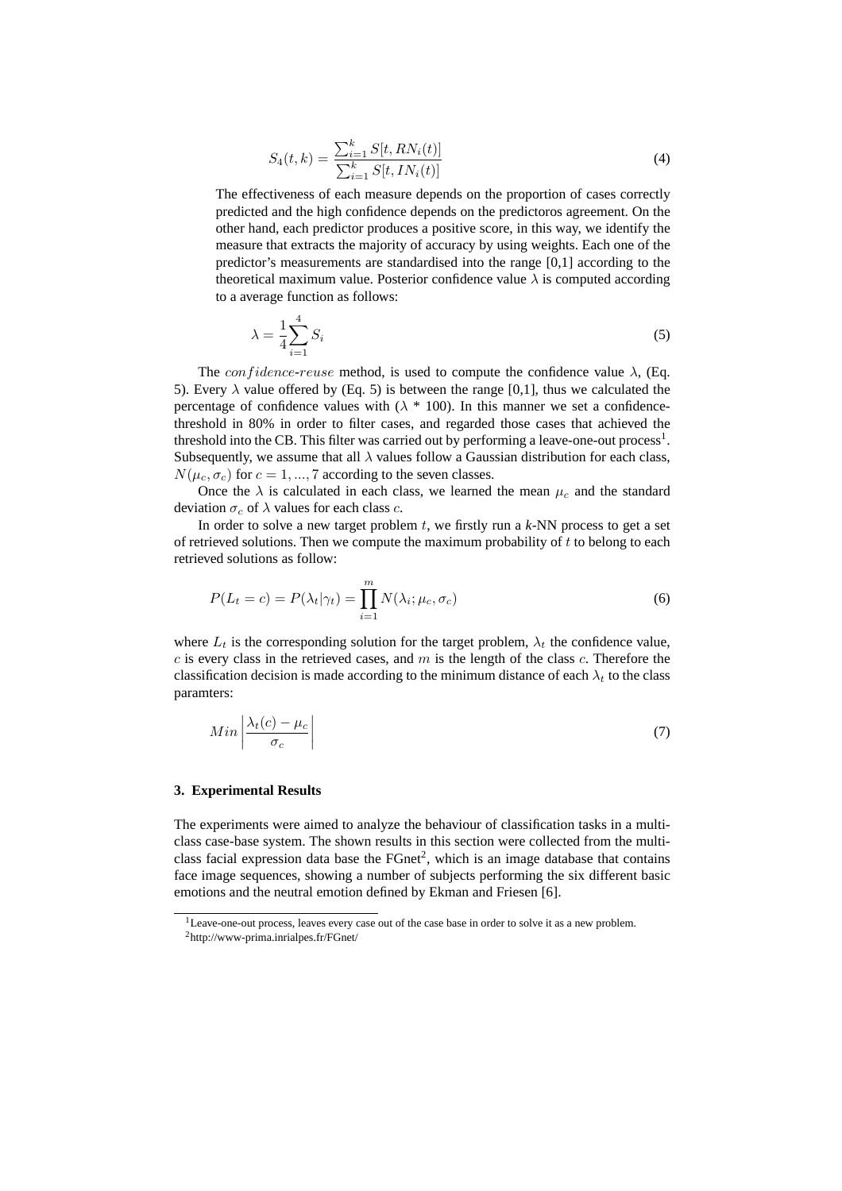$$S_4(t,k) = \frac{\sum_{i=1}^{k} S[t, RN_i(t)]}{\sum_{i=1}^{k} S[t, IN_i(t)]} \tag{4}$$

The effectiveness of each measure depends on the proportion of cases correctly predicted and the high confidence depends on the predictoros agreement. On the other hand, each predictor produces a positive score, in this way, we identify the measure that extracts the majority of accuracy by using weights. Each one of the predictor's measurements are standardised into the range [0,1] according to the theoretical maximum value. Posterior confidence value $\lambda$ is computed according to a average function as follows:

$$\lambda = \frac{1}{4}\sum_{i=1}^{4} S_i \tag{5}$$

The $confidence\text{-}reuse$ method, is used to compute the confidence value $\lambda$, (Eq. 5). Every $\lambda$ value offered by (Eq. 5) is between the range [0,1], thus we calculated the percentage of confidence values with ($\lambda$ * 100). In this manner we set a confidence-threshold in 80% in order to filter cases, and regarded those cases that achieved the threshold into the CB. This filter was carried out by performing a leave-one-out process[1]. Subsequently, we assume that all $\lambda$ values follow a Gaussian distribution for each class, $N(\mu_c, \sigma_c)$ for $c = 1, ..., 7$ according to the seven classes.

Once the $\lambda$ is calculated in each class, we learned the mean $\mu_c$ and the standard deviation $\sigma_c$ of $\lambda$ values for each class $c$.

In order to solve a new target problem $t$, we firstly run a *k*-NN process to get a set of retrieved solutions. Then we compute the maximum probability of $t$ to belong to each retrieved solutions as follow:

$$P(L_t = c) = P(\lambda_t | \gamma_t) = \prod_{i=1}^{m} N(\lambda_i; \mu_c, \sigma_c) \tag{6}$$

where $L_t$ is the corresponding solution for the target problem, $\lambda_t$ the confidence value, $c$ is every class in the retrieved cases, and $m$ is the length of the class $c$. Therefore the classification decision is made according to the minimum distance of each $\lambda_t$ to the class paramters:

$$Min \left| \frac{\lambda_t(c) - \mu_c}{\sigma_c} \right| \tag{7}$$

## 3. Experimental Results

The experiments were aimed to analyze the behaviour of classification tasks in a multi-class case-base system. The shown results in this section were collected from the multi-class facial expression data base the FGnet[2], which is an image database that contains face image sequences, showing a number of subjects performing the six different basic emotions and the neutral emotion defined by Ekman and Friesen [6].

[1] Leave-one-out process, leaves every case out of the case base in order to solve it as a new problem.

[2] http://www-prima.inrialpes.fr/FGnet/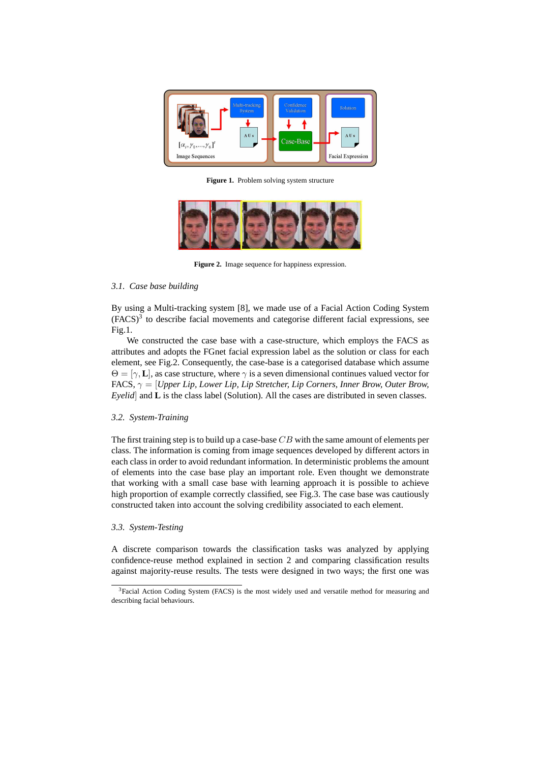**Figure 1.** Problem solving system structure

**Figure 2.** Image sequence for happiness expression.

### 3.1. Case base building

By using a Multi-tracking system [8], we made use of a Facial Action Coding System (FACS)[3] to describe facial movements and categorise different facial expressions, see Fig.1.

We constructed the case base with a case-structure, which employs the FACS as attributes and adopts the FGnet facial expression label as the solution or class for each element, see Fig.2. Consequently, the case-base is a categorised database which assume $\Theta = [\gamma, \mathbf{L}]$, as case structure, where $\gamma$ is a seven dimensional continues valued vector for FACS, $\gamma =$ [*Upper Lip, Lower Lip, Lip Stretcher, Lip Corners, Inner Brow, Outer Brow, Eyelid*] and $\mathbf{L}$ is the class label (Solution). All the cases are distributed in seven classes.

### 3.2. System-Training

The first training step is to build up a case-base $CB$ with the same amount of elements per class. The information is coming from image sequences developed by different actors in each class in order to avoid redundant information. In deterministic problems the amount of elements into the case base play an important role. Even thought we demonstrate that working with a small case base with learning approach it is possible to achieve high proportion of example correctly classified, see Fig.3. The case base was cautiously constructed taken into account the solving credibility associated to each element.

### 3.3. System-Testing

A discrete comparison towards the classification tasks was analyzed by applying confidence-reuse method explained in section 2 and comparing classification results against majority-reuse results. The tests were designed in two ways; the first one was

[3]Facial Action Coding System (FACS) is the most widely used and versatile method for measuring and describing facial behaviours.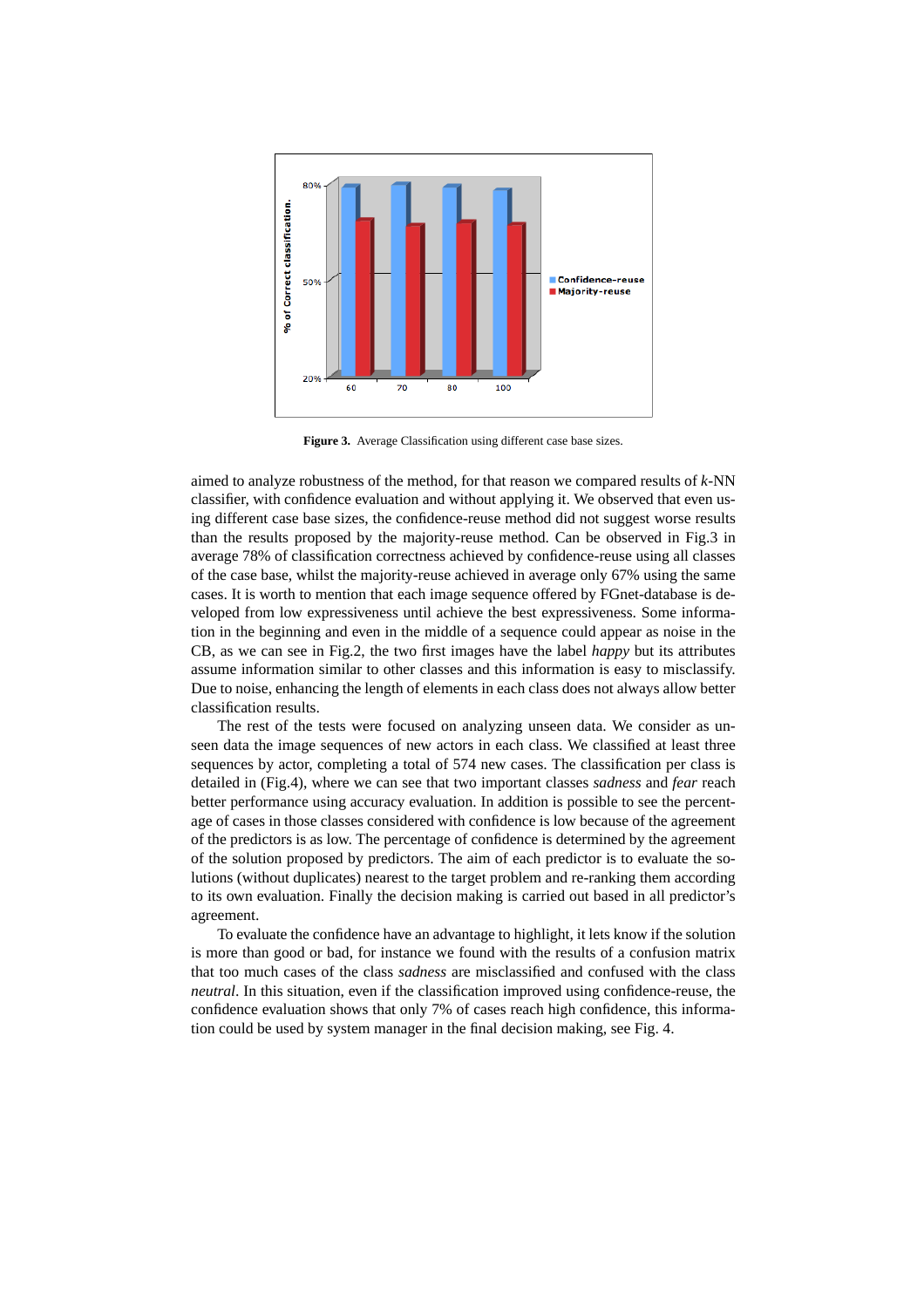**Figure 3.** Average Classification using different case base sizes.

aimed to analyze robustness of the method, for that reason we compared results of $k$-NN classifier, with confidence evaluation and without applying it. We observed that even using different case base sizes, the confidence-reuse method did not suggest worse results than the results proposed by the majority-reuse method. Can be observed in Fig.3 in average 78% of classification correctness achieved by confidence-reuse using all classes of the case base, whilst the majority-reuse achieved in average only 67% using the same cases. It is worth to mention that each image sequence offered by FGnet-database is developed from low expressiveness until achieve the best expressiveness. Some information in the beginning and even in the middle of a sequence could appear as noise in the CB, as we can see in Fig.2, the two first images have the label *happy* but its attributes assume information similar to other classes and this information is easy to misclassify. Due to noise, enhancing the length of elements in each class does not always allow better classification results.

The rest of the tests were focused on analyzing unseen data. We consider as unseen data the image sequences of new actors in each class. We classified at least three sequences by actor, completing a total of 574 new cases. The classification per class is detailed in (Fig.4), where we can see that two important classes *sadness* and *fear* reach better performance using accuracy evaluation. In addition is possible to see the percentage of cases in those classes considered with confidence is low because of the agreement of the predictors is as low. The percentage of confidence is determined by the agreement of the solution proposed by predictors. The aim of each predictor is to evaluate the solutions (without duplicates) nearest to the target problem and re-ranking them according to its own evaluation. Finally the decision making is carried out based in all predictor's agreement.

To evaluate the confidence have an advantage to highlight, it lets know if the solution is more than good or bad, for instance we found with the results of a confusion matrix that too much cases of the class *sadness* are misclassified and confused with the class *neutral*. In this situation, even if the classification improved using confidence-reuse, the confidence evaluation shows that only 7% of cases reach high confidence, this information could be used by system manager in the final decision making, see Fig. 4.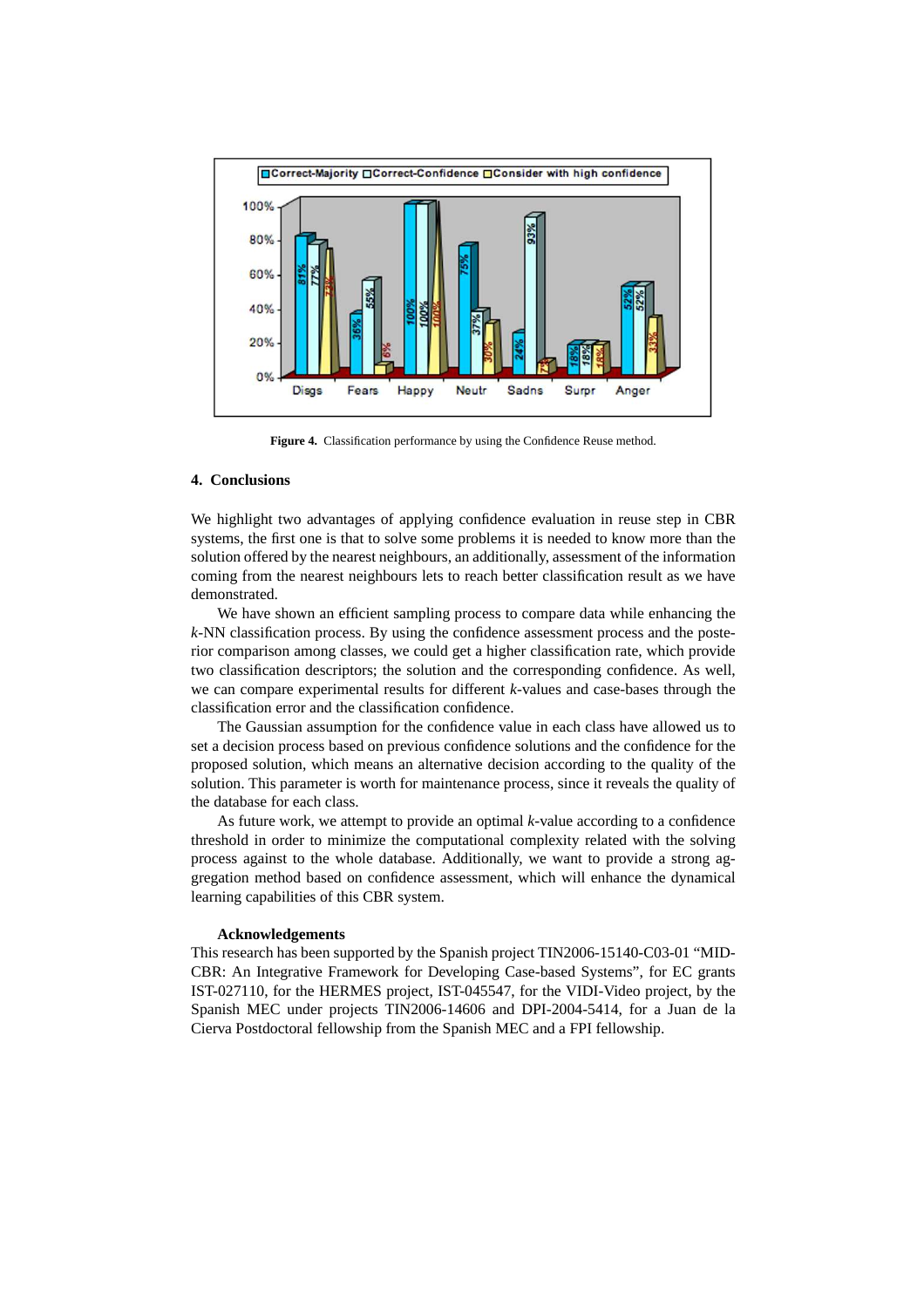Correct-Majority Correct-Confidence Consider with high confidence

100%
80%
60%
40%
20%
0%

81% 77% 73%
36% 55% 6%
100% 100% 100%
75% 37% 30%
24% 93% 7%
18% 18% 18%
52% 52% 33%

Disgs Fears Happy Neutr Sadns Surpr Anger

**Figure 4.** Classification performance by using the Confidence Reuse method.

## 4. Conclusions

We highlight two advantages of applying confidence evaluation in reuse step in CBR systems, the first one is that to solve some problems it is needed to know more than the solution offered by the nearest neighbours, an additionally, assessment of the information coming from the nearest neighbours lets to reach better classification result as we have demonstrated.

We have shown an efficient sampling process to compare data while enhancing the *k*-NN classification process. By using the confidence assessment process and the posterior comparison among classes, we could get a higher classification rate, which provide two classification descriptors; the solution and the corresponding confidence. As well, we can compare experimental results for different *k*-values and case-bases through the classification error and the classification confidence.

The Gaussian assumption for the confidence value in each class have allowed us to set a decision process based on previous confidence solutions and the confidence for the proposed solution, which means an alternative decision according to the quality of the solution. This parameter is worth for maintenance process, since it reveals the quality of the database for each class.

As future work, we attempt to provide an optimal *k*-value according to a confidence threshold in order to minimize the computational complexity related with the solving process against to the whole database. Additionally, we want to provide a strong aggregation method based on confidence assessment, which will enhance the dynamical learning capabilities of this CBR system.

**Acknowledgements**

This research has been supported by the Spanish project TIN2006-15140-C03-01 "MID-CBR: An Integrative Framework for Developing Case-based Systems", for EC grants IST-027110, for the HERMES project, IST-045547, for the VIDI-Video project, by the Spanish MEC under projects TIN2006-14606 and DPI-2004-5414, for a Juan de la Cierva Postdoctoral fellowship from the Spanish MEC and a FPI fellowship.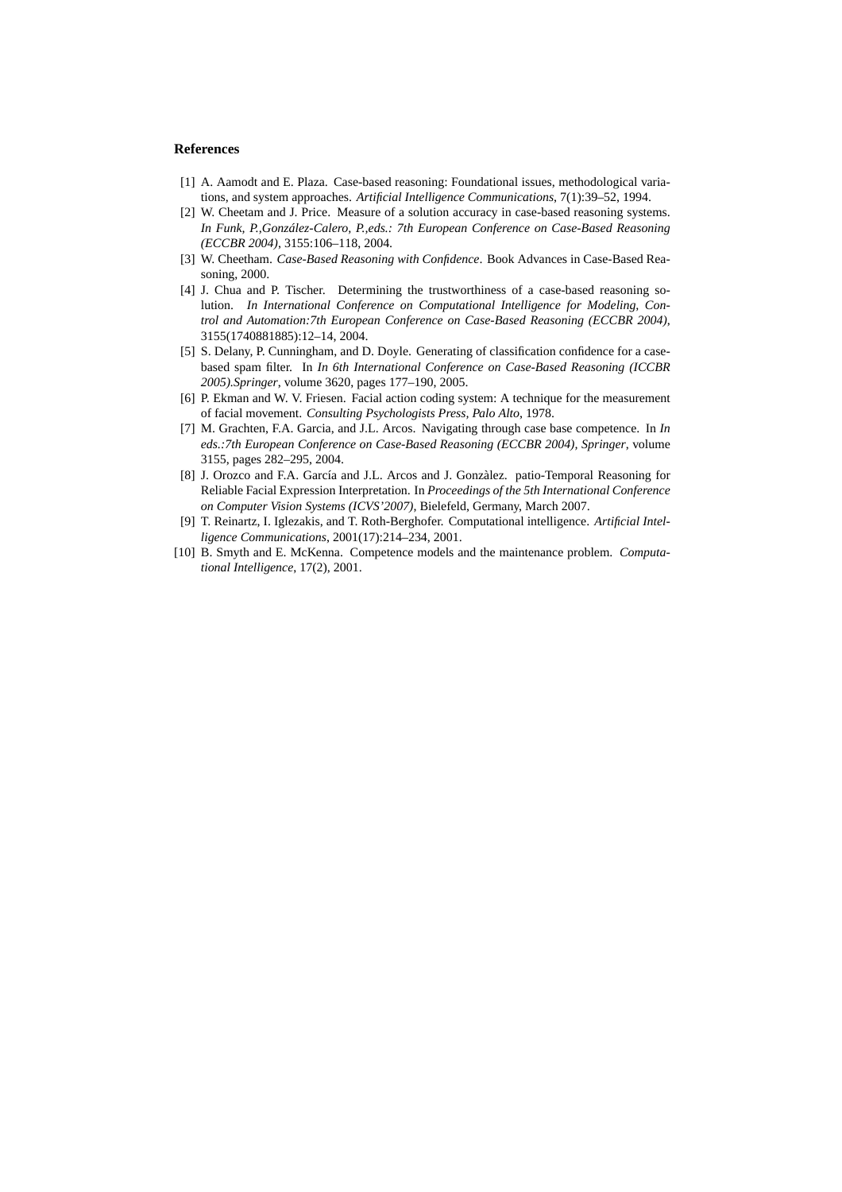## References

[1] A. Aamodt and E. Plaza. Case-based reasoning: Foundational issues, methodological variations, and system approaches. *Artificial Intelligence Communications*, 7(1):39–52, 1994.

[2] W. Cheetam and J. Price. Measure of a solution accuracy in case-based reasoning systems. *In Funk, P.,González-Calero, P.,eds.: 7th European Conference on Case-Based Reasoning (ECCBR 2004)*, 3155:106–118, 2004.

[3] W. Cheetham. *Case-Based Reasoning with Confidence*. Book Advances in Case-Based Reasoning, 2000.

[4] J. Chua and P. Tischer. Determining the trustworthiness of a case-based reasoning solution. *In International Conference on Computational Intelligence for Modeling, Control and Automation:7th European Conference on Case-Based Reasoning (ECCBR 2004)*, 3155(1740881885):12–14, 2004.

[5] S. Delany, P. Cunningham, and D. Doyle. Generating of classification confidence for a case-based spam filter. In *In 6th International Conference on Case-Based Reasoning (ICCBR 2005).Springer*, volume 3620, pages 177–190, 2005.

[6] P. Ekman and W. V. Friesen. Facial action coding system: A technique for the measurement of facial movement. *Consulting Psychologists Press, Palo Alto*, 1978.

[7] M. Grachten, F.A. Garcia, and J.L. Arcos. Navigating through case base competence. In *In eds.:7th European Conference on Case-Based Reasoning (ECCBR 2004), Springer*, volume 3155, pages 282–295, 2004.

[8] J. Orozco and F.A. García and J.L. Arcos and J. Gonzàlez. patio-Temporal Reasoning for Reliable Facial Expression Interpretation. In *Proceedings of the 5th International Conference on Computer Vision Systems (ICVS'2007)*, Bielefeld, Germany, March 2007.

[9] T. Reinartz, I. Iglezakis, and T. Roth-Berghofer. Computational intelligence. *Artificial Intelligence Communications*, 2001(17):214–234, 2001.

[10] B. Smyth and E. McKenna. Competence models and the maintenance problem. *Computational Intelligence*, 17(2), 2001.